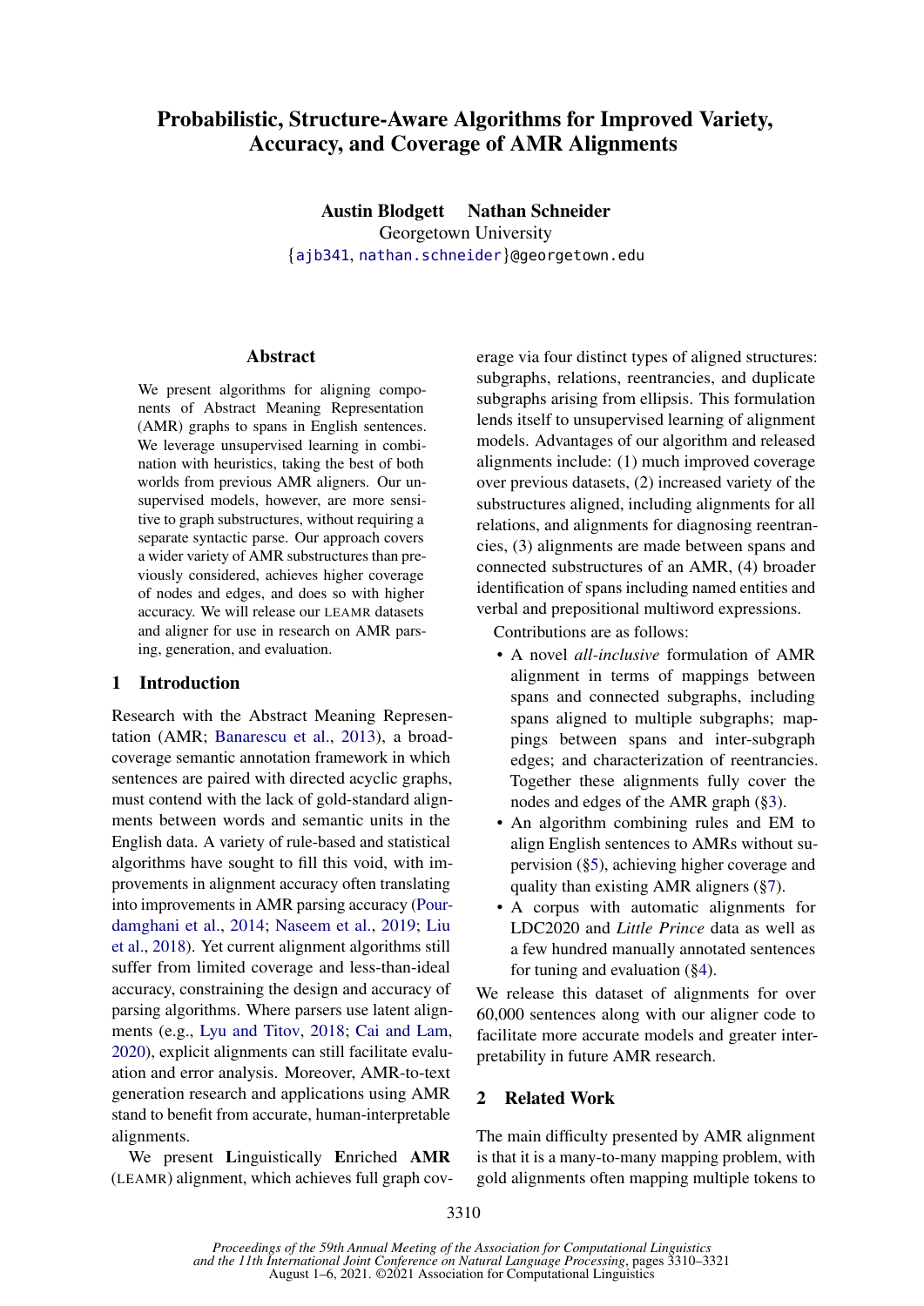# Probabilistic, Structure-Aware Algorithms for Improved Variety, Accuracy, and Coverage of AMR Alignments

**Austin Blodgett** **Nathan Schneider**
Georgetown University
{ajb341, nathan.schneider}@georgetown.edu

## Abstract

We present algorithms for aligning components of Abstract Meaning Representation (AMR) graphs to spans in English sentences. We leverage unsupervised learning in combination with heuristics, taking the best of both worlds from previous AMR aligners. Our unsupervised models, however, are more sensitive to graph substructures, without requiring a separate syntactic parse. Our approach covers a wider variety of AMR substructures than previously considered, achieves higher coverage of nodes and edges, and does so with higher accuracy. We will release our LEAMR datasets and aligner for use in research on AMR parsing, generation, and evaluation.

## 1 Introduction

Research with the Abstract Meaning Representation (AMR; Banarescu et al., 2013), a broad-coverage semantic annotation framework in which sentences are paired with directed acyclic graphs, must contend with the lack of gold-standard alignments between words and semantic units in the English data. A variety of rule-based and statistical algorithms have sought to fill this void, with improvements in alignment accuracy often translating into improvements in AMR parsing accuracy (Pourdamghani et al., 2014; Naseem et al., 2019; Liu et al., 2018). Yet current alignment algorithms still suffer from limited coverage and less-than-ideal accuracy, constraining the design and accuracy of parsing algorithms. Where parsers use latent alignments (e.g., Lyu and Titov, 2018; Cai and Lam, 2020), explicit alignments can still facilitate evaluation and error analysis. Moreover, AMR-to-text generation research and applications using AMR stand to benefit from accurate, human-interpretable alignments.

We present **L**inguistically **E**nriched **AMR** (LEAMR) alignment, which achieves full graph coverage via four distinct types of aligned structures: subgraphs, relations, reentrancies, and duplicate subgraphs arising from ellipsis. This formulation lends itself to unsupervised learning of alignment models. Advantages of our algorithm and released alignments include: (1) much improved coverage over previous datasets, (2) increased variety of the substructures aligned, including alignments for all relations, and alignments for diagnosing reentrancies, (3) alignments are made between spans and connected substructures of an AMR, (4) broader identification of spans including named entities and verbal and prepositional multiword expressions.

Contributions are as follows:

- A novel *all-inclusive* formulation of AMR alignment in terms of mappings between spans and connected subgraphs, including spans aligned to multiple subgraphs; mappings between spans and inter-subgraph edges; and characterization of reentrancies. Together these alignments fully cover the nodes and edges of the AMR graph (§3).
- An algorithm combining rules and EM to align English sentences to AMRs without supervision (§5), achieving higher coverage and quality than existing AMR aligners (§7).
- A corpus with automatic alignments for LDC2020 and *Little Prince* data as well as a few hundred manually annotated sentences for tuning and evaluation (§4).

We release this dataset of alignments for over 60,000 sentences along with our aligner code to facilitate more accurate models and greater interpretability in future AMR research.

## 2 Related Work

The main difficulty presented by AMR alignment is that it is a many-to-many mapping problem, with gold alignments often mapping multiple tokens to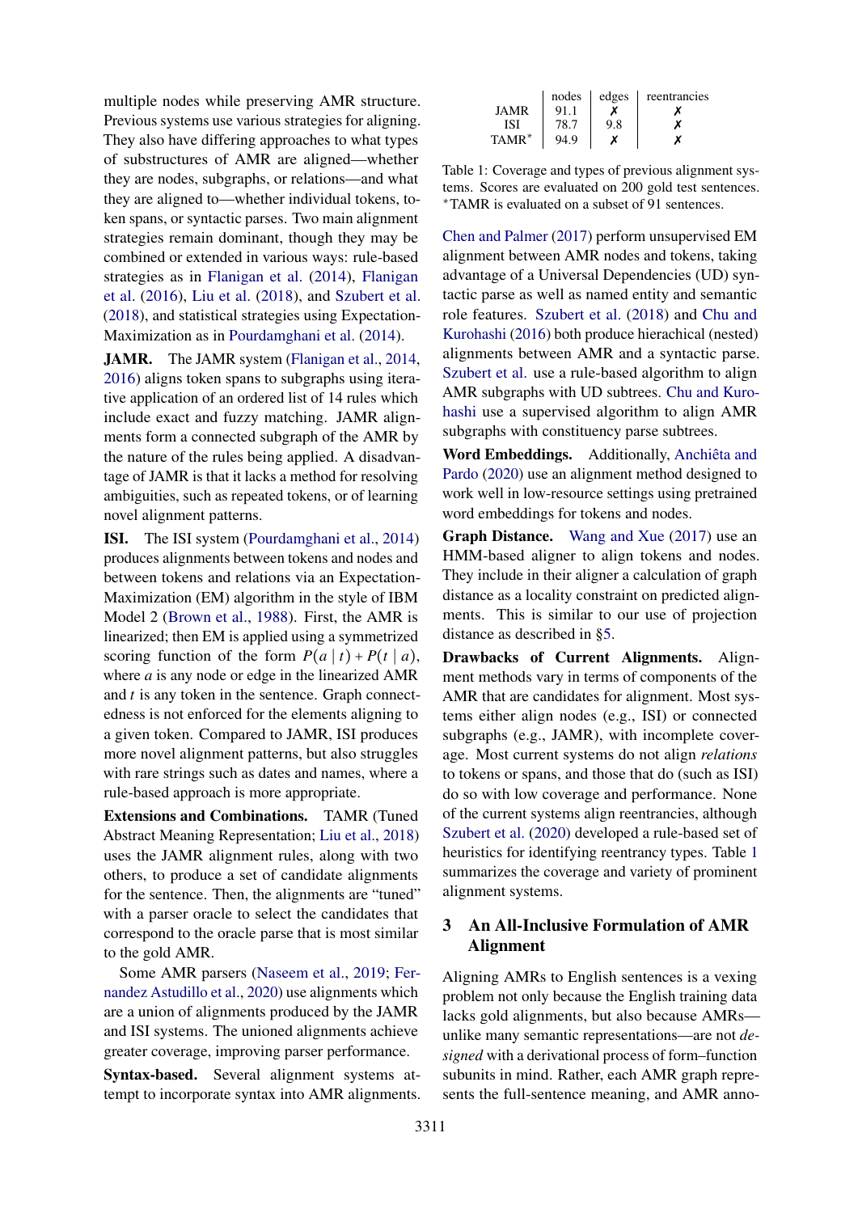multiple nodes while preserving AMR structure. Previous systems use various strategies for aligning. They also have differing approaches to what types of substructures of AMR are aligned—whether they are nodes, subgraphs, or relations—and what they are aligned to—whether individual tokens, token spans, or syntactic parses. Two main alignment strategies remain dominant, though they may be combined or extended in various ways: rule-based strategies as in Flanigan et al. (2014), Flanigan et al. (2016), Liu et al. (2018), and Szubert et al. (2018), and statistical strategies using Expectation-Maximization as in Pourdamghani et al. (2014).

**JAMR.** The JAMR system (Flanigan et al., 2014, 2016) aligns token spans to subgraphs using iterative application of an ordered list of 14 rules which include exact and fuzzy matching. JAMR alignments form a connected subgraph of the AMR by the nature of the rules being applied. A disadvantage of JAMR is that it lacks a method for resolving ambiguities, such as repeated tokens, or of learning novel alignment patterns.

**ISI.** The ISI system (Pourdamghani et al., 2014) produces alignments between tokens and nodes and between tokens and relations via an Expectation-Maximization (EM) algorithm in the style of IBM Model 2 (Brown et al., 1988). First, the AMR is linearized; then EM is applied using a symmetrized scoring function of the form $P(a \mid t) + P(t \mid a)$, where $a$ is any node or edge in the linearized AMR and $t$ is any token in the sentence. Graph connectedness is not enforced for the elements aligning to a given token. Compared to JAMR, ISI produces more novel alignment patterns, but also struggles with rare strings such as dates and names, where a rule-based approach is more appropriate.

**Extensions and Combinations.** TAMR (Tuned Abstract Meaning Representation; Liu et al., 2018) uses the JAMR alignment rules, along with two others, to produce a set of candidate alignments for the sentence. Then, the alignments are "tuned" with a parser oracle to select the candidates that correspond to the oracle parse that is most similar to the gold AMR.

Some AMR parsers (Naseem et al., 2019; Fernandez Astudillo et al., 2020) use alignments which are a union of alignments produced by the JAMR and ISI systems. The unioned alignments achieve greater coverage, improving parser performance.

**Syntax-based.** Several alignment systems attempt to incorporate syntax into AMR alignments.

| | nodes | edges | reentrancies |
|---|---|---|---|
| JAMR | 91.1 | ✗ | ✗ |
| ISI | 78.7 | 9.8 | ✗ |
| TAMR* | 94.9 | ✗ | ✗ |

Table 1: Coverage and types of previous alignment systems. Scores are evaluated on 200 gold test sentences. *TAMR is evaluated on a subset of 91 sentences.

Chen and Palmer (2017) perform unsupervised EM alignment between AMR nodes and tokens, taking advantage of a Universal Dependencies (UD) syntactic parse as well as named entity and semantic role features. Szubert et al. (2018) and Chu and Kurohashi (2016) both produce hierachical (nested) alignments between AMR and a syntactic parse. Szubert et al. use a rule-based algorithm to align AMR subgraphs with UD subtrees. Chu and Kurohashi use a supervised algorithm to align AMR subgraphs with constituency parse subtrees.

**Word Embeddings.** Additionally, Anchiêta and Pardo (2020) use an alignment method designed to work well in low-resource settings using pretrained word embeddings for tokens and nodes.

**Graph Distance.** Wang and Xue (2017) use an HMM-based aligner to align tokens and nodes. They include in their aligner a calculation of graph distance as a locality constraint on predicted alignments. This is similar to our use of projection distance as described in §5.

**Drawbacks of Current Alignments.** Alignment methods vary in terms of components of the AMR that are candidates for alignment. Most systems either align nodes (e.g., ISI) or connected subgraphs (e.g., JAMR), with incomplete coverage. Most current systems do not align *relations* to tokens or spans, and those that do (such as ISI) do so with low coverage and performance. None of the current systems align reentrancies, although Szubert et al. (2020) developed a rule-based set of heuristics for identifying reentrancy types. Table 1 summarizes the coverage and variety of prominent alignment systems.

## 3 An All-Inclusive Formulation of AMR Alignment

Aligning AMRs to English sentences is a vexing problem not only because the English training data lacks gold alignments, but also because AMRs—unlike many semantic representations—are not *designed* with a derivational process of form–function subunits in mind. Rather, each AMR graph represents the full-sentence meaning, and AMR anno-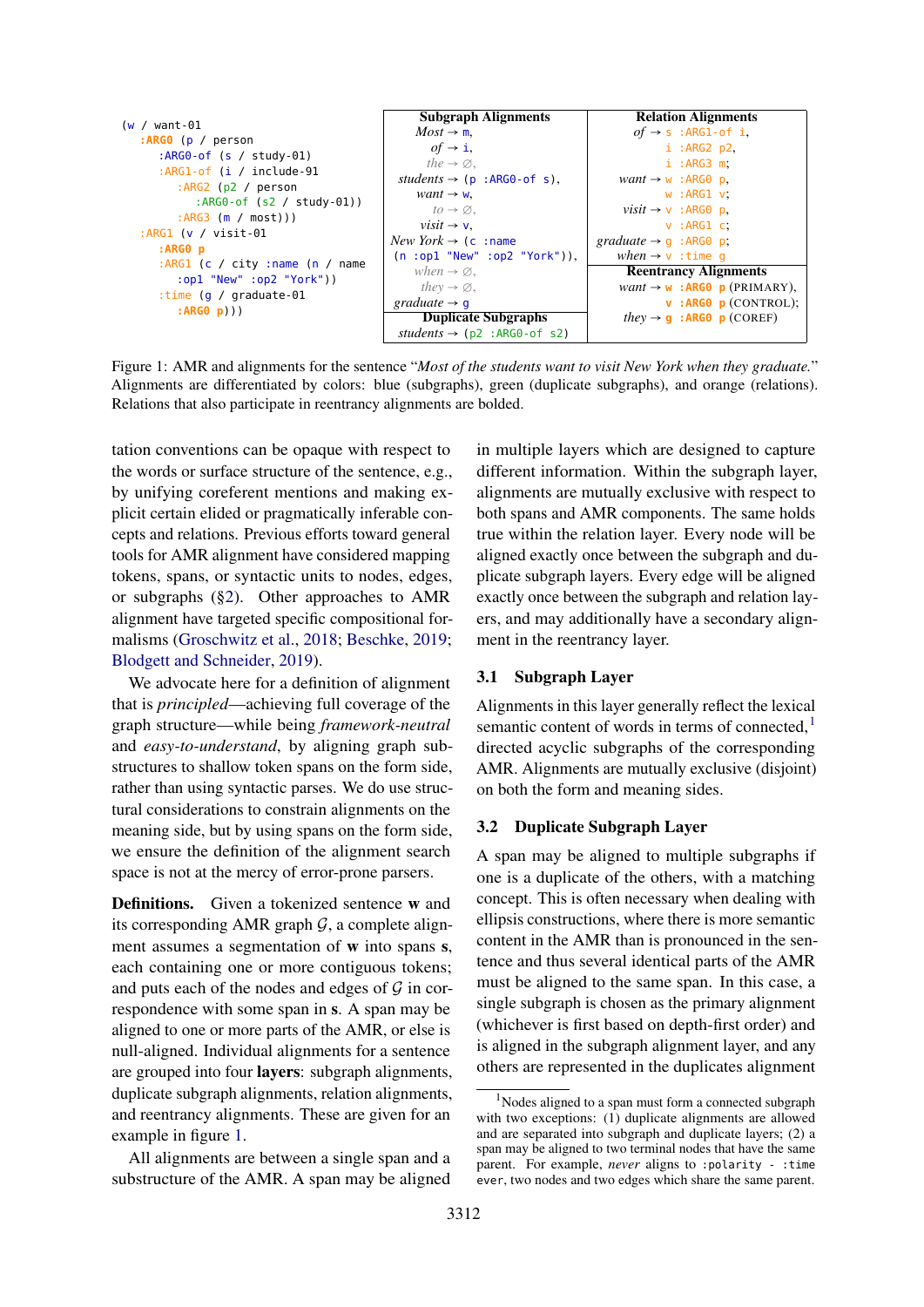```
(w / want-01
   :ARG0 (p / person
      :ARG0-of (s / study-01)
      :ARG1-of (i / include-91
         :ARG2 (p2 / person
            :ARG0-of (s2 / study-01))
         :ARG3 (m / most)))
   :ARG1 (v / visit-01
      :ARG0 p
      :ARG1 (c / city :name (n / name
         :op1 "New" :op2 "York"))
      :time (g / graduate-01
         :ARG0 p)))
```

| Subgraph Alignments | Relation Alignments |
|---|---|
| *Most* → m, | *of* → s :ARG1-of i, |
| *of* → i, | i :ARG2 p2, |
| *the* → ∅, | i :ARG3 m; |
| *students* → (p :ARG0-of s), | *want* → w :ARG0 p, |
| *want* → w, | w :ARG1 v; |
| *to* → ∅, | *visit* → v :ARG0 p, |
| *visit* → v, | v :ARG1 c; |
| *New York* → (c :name (n :op1 "New" :op2 "York")), | *graduate* → g :ARG0 p; |
| *when* → ∅, | *when* → v :time g |
| *they* → ∅, | **Reentrancy Alignments** |
| *graduate* → g | *want* → w **:ARG0 p** (PRIMARY), |
| **Duplicate Subgraphs** | v **:ARG0 p** (CONTROL); |
| *students* → (p2 :ARG0-of s2) | *they* → g **:ARG0 p** (COREF) |

Figure 1: AMR and alignments for the sentence "*Most of the students want to visit New York when they graduate.*" Alignments are differentiated by colors: blue (subgraphs), green (duplicate subgraphs), and orange (relations). Relations that also participate in reentrancy alignments are bolded.

tation conventions can be opaque with respect to the words or surface structure of the sentence, e.g., by unifying coreferent mentions and making explicit certain elided or pragmatically inferable concepts and relations. Previous efforts toward general tools for AMR alignment have considered mapping tokens, spans, or syntactic units to nodes, edges, or subgraphs (§2). Other approaches to AMR alignment have targeted specific compositional formalisms (Groschwitz et al., 2018; Beschke, 2019; Blodgett and Schneider, 2019).

We advocate here for a definition of alignment that is *principled*—achieving full coverage of the graph structure—while being *framework-neutral* and *easy-to-understand*, by aligning graph substructures to shallow token spans on the form side, rather than using syntactic parses. We do use structural considerations to constrain alignments on the meaning side, but by using spans on the form side, we ensure the definition of the alignment search space is not at the mercy of error-prone parsers.

**Definitions.** Given a tokenized sentence **w** and its corresponding AMR graph $\mathcal{G}$, a complete alignment assumes a segmentation of **w** into spans **s**, each containing one or more contiguous tokens; and puts each of the nodes and edges of $\mathcal{G}$ in correspondence with some span in **s**. A span may be aligned to one or more parts of the AMR, or else is null-aligned. Individual alignments for a sentence are grouped into four **layers**: subgraph alignments, duplicate subgraph alignments, relation alignments, and reentrancy alignments. These are given for an example in figure 1.

All alignments are between a single span and a substructure of the AMR. A span may be aligned in multiple layers which are designed to capture different information. Within the subgraph layer, alignments are mutually exclusive with respect to both spans and AMR components. The same holds true within the relation layer. Every node will be aligned exactly once between the subgraph and duplicate subgraph layers. Every edge will be aligned exactly once between the subgraph and relation layers, and may additionally have a secondary alignment in the reentrancy layer.

### 3.1 Subgraph Layer

Alignments in this layer generally reflect the lexical semantic content of words in terms of connected,[1] directed acyclic subgraphs of the corresponding AMR. Alignments are mutually exclusive (disjoint) on both the form and meaning sides.

### 3.2 Duplicate Subgraph Layer

A span may be aligned to multiple subgraphs if one is a duplicate of the others, with a matching concept. This is often necessary when dealing with ellipsis constructions, where there is more semantic content in the AMR than is pronounced in the sentence and thus several identical parts of the AMR must be aligned to the same span. In this case, a single subgraph is chosen as the primary alignment (whichever is first based on depth-first order) and is aligned in the subgraph alignment layer, and any others are represented in the duplicates alignment

[1] Nodes aligned to a span must form a connected subgraph with two exceptions: (1) duplicate alignments are allowed and are separated into subgraph and duplicate layers; (2) a span may be aligned to two terminal nodes that have the same parent. For example, *never* aligns to :polarity - :time ever, two nodes and two edges which share the same parent.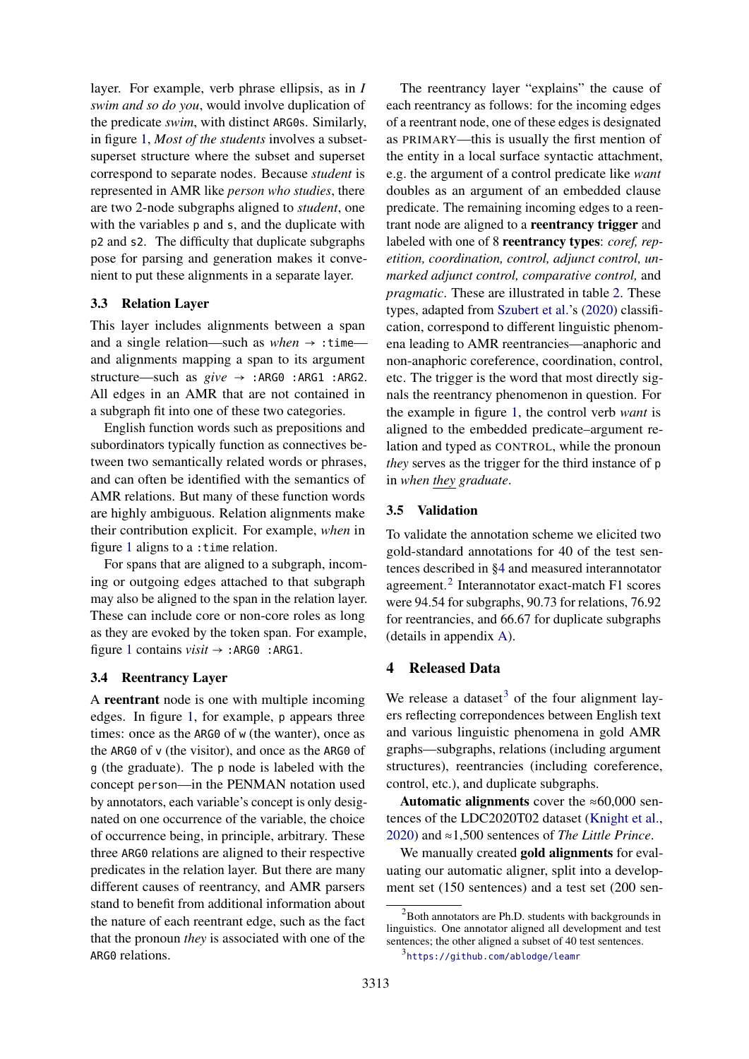layer. For example, verb phrase ellipsis, as in *I swim and so do you*, would involve duplication of the predicate *swim*, with distinct ARG0s. Similarly, in figure 1, *Most of the students* involves a subset-superset structure where the subset and superset correspond to separate nodes. Because *student* is represented in AMR like *person who studies*, there are two 2-node subgraphs aligned to *student*, one with the variables p and s, and the duplicate with p2 and s2. The difficulty that duplicate subgraphs pose for parsing and generation makes it convenient to put these alignments in a separate layer.

### 3.3 Relation Layer

This layer includes alignments between a span and a single relation—such as *when* → :time—and alignments mapping a span to its argument structure—such as *give* → :ARG0 :ARG1 :ARG2. All edges in an AMR that are not contained in a subgraph fit into one of these two categories.

English function words such as prepositions and subordinators typically function as connectives between two semantically related words or phrases, and can often be identified with the semantics of AMR relations. But many of these function words are highly ambiguous. Relation alignments make their contribution explicit. For example, *when* in figure 1 aligns to a :time relation.

For spans that are aligned to a subgraph, incoming or outgoing edges attached to that subgraph may also be aligned to the span in the relation layer. These can include core or non-core roles as long as they are evoked by the token span. For example, figure 1 contains *visit* → :ARG0 :ARG1.

### 3.4 Reentrancy Layer

A **reentrant** node is one with multiple incoming edges. In figure 1, for example, p appears three times: once as the ARG0 of w (the wanter), once as the ARG0 of v (the visitor), and once as the ARG0 of g (the graduate). The p node is labeled with the concept person—in the PENMAN notation used by annotators, each variable's concept is only designated on one occurrence of the variable, the choice of occurrence being, in principle, arbitrary. These three ARG0 relations are aligned to their respective predicates in the relation layer. But there are many different causes of reentrancy, and AMR parsers stand to benefit from additional information about the nature of each reentrant edge, such as the fact that the pronoun *they* is associated with one of the ARG0 relations.

The reentrancy layer "explains" the cause of each reentrancy as follows: for the incoming edges of a reentrant node, one of these edges is designated as PRIMARY—this is usually the first mention of the entity in a local surface syntactic attachment, e.g. the argument of a control predicate like *want* doubles as an argument of an embedded clause predicate. The remaining incoming edges to a reentrant node are aligned to a **reentrancy trigger** and labeled with one of 8 **reentrancy types**: *coref, repetition, coordination, control, adjunct control, unmarked adjunct control, comparative control,* and *pragmatic*. These are illustrated in table 2. These types, adapted from Szubert et al.'s (2020) classification, correspond to different linguistic phenomena leading to AMR reentrancies—anaphoric and non-anaphoric coreference, coordination, control, etc. The trigger is the word that most directly signals the reentrancy phenomenon in question. For the example in figure 1, the control verb *want* is aligned to the embedded predicate–argument relation and typed as CONTROL, while the pronoun *they* serves as the trigger for the third instance of p in *when they graduate*.

### 3.5 Validation

To validate the annotation scheme we elicited two gold-standard annotations for 40 of the test sentences described in §4 and measured interannotator agreement.[2] Interannotator exact-match F1 scores were 94.54 for subgraphs, 90.73 for relations, 76.92 for reentrancies, and 66.67 for duplicate subgraphs (details in appendix A).

## 4 Released Data

We release a dataset[3] of the four alignment layers reflecting correpondences between English text and various linguistic phenomena in gold AMR graphs—subgraphs, relations (including argument structures), reentrancies (including coreference, control, etc.), and duplicate subgraphs.

**Automatic alignments** cover the ≈60,000 sentences of the LDC2020T02 dataset (Knight et al., 2020) and ≈1,500 sentences of *The Little Prince*.

We manually created **gold alignments** for evaluating our automatic aligner, split into a development set (150 sentences) and a test set (200 sen-

[2] Both annotators are Ph.D. students with backgrounds in linguistics. One annotator aligned all development and test sentences; the other aligned a subset of 40 test sentences.

[3] https://github.com/ablodge/leamr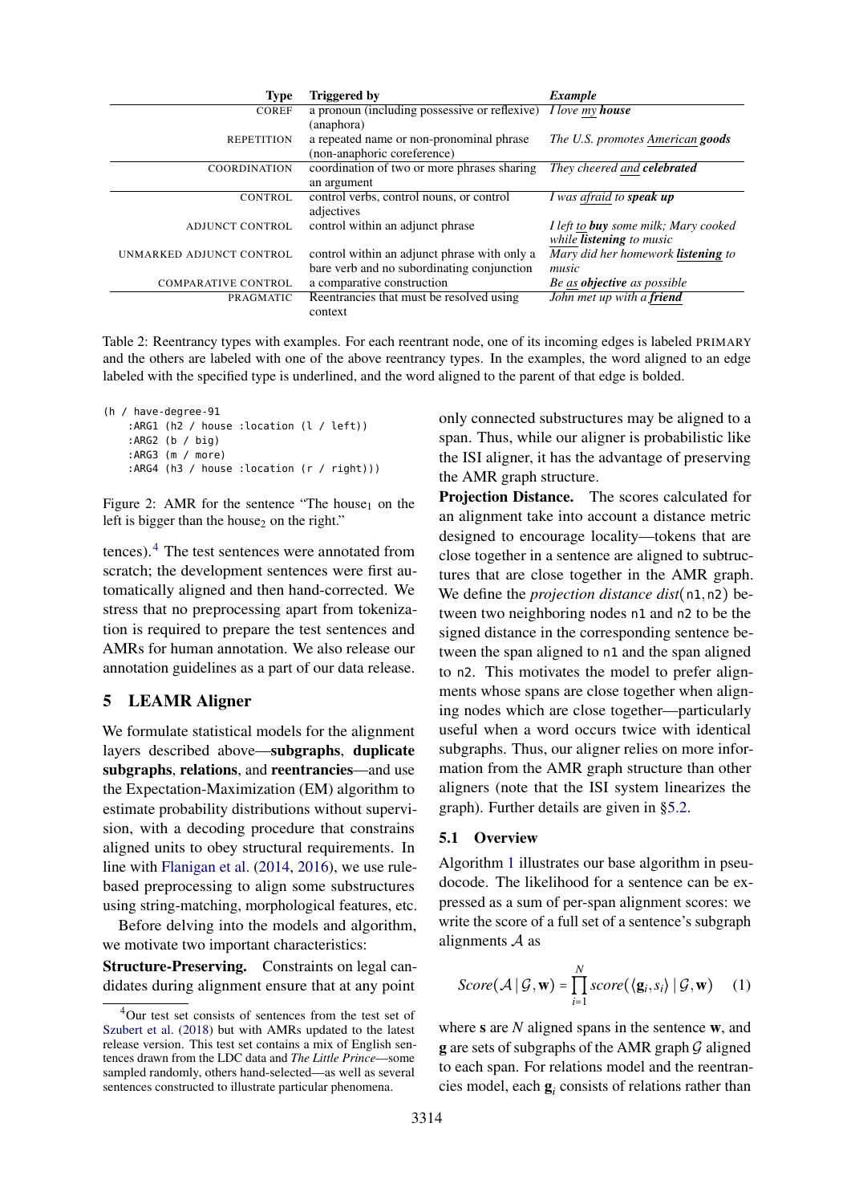| Type | Triggered by | *Example* |
|---|---|---|
| COREF | a pronoun (including possessive or reflexive) (anaphora) | *I love my* ***house*** |
| REPETITION | a repeated name or non-pronominal phrase (non-anaphoric coreference) | *The U.S. promotes American* ***goods*** |
| COORDINATION | coordination of two or more phrases sharing an argument | *They cheered and* ***celebrated*** |
| CONTROL | control verbs, control nouns, or control adjectives | *I was afraid to* ***speak up*** |
| ADJUNCT CONTROL | control within an adjunct phrase | *I left to* ***buy*** *some milk; Mary cooked while* ***listening*** *to music* |
| UNMARKED ADJUNCT CONTROL | control within an adjunct phrase with only a bare verb and no subordinating conjunction | *Mary did her homework* ***listening*** *to music* |
| COMPARATIVE CONTROL | a comparative construction | *Be as* ***objective*** *as possible* |
| PRAGMATIC | Reentrancies that must be resolved using context | *John met up with a* ***friend*** |

Table 2: Reentrancy types with examples. For each reentrant node, one of its incoming edges is labeled PRIMARY and the others are labeled with one of the above reentrancy types. In the examples, the word aligned to an edge labeled with the specified type is underlined, and the word aligned to the parent of that edge is bolded.

```
(h / have-degree-91
    :ARG1 (h2 / house :location (l / left))
    :ARG2 (b / big)
    :ARG3 (m / more)
    :ARG4 (h3 / house :location (r / right)))
```

Figure 2: AMR for the sentence "The house$_1$ on the left is bigger than the house$_2$ on the right."

tences).[4] The test sentences were annotated from scratch; the development sentences were first automatically aligned and then hand-corrected. We stress that no preprocessing apart from tokenization is required to prepare the test sentences and AMRs for human annotation. We also release our annotation guidelines as a part of our data release.

## 5 LEAMR Aligner

We formulate statistical models for the alignment layers described above—**subgraphs**, **duplicate subgraphs**, **relations**, and **reentrancies**—and use the Expectation-Maximization (EM) algorithm to estimate probability distributions without supervision, with a decoding procedure that constrains aligned units to obey structural requirements. In line with Flanigan et al. (2014, 2016), we use rule-based preprocessing to align some substructures using string-matching, morphological features, etc.

Before delving into the models and algorithm, we motivate two important characteristics:

**Structure-Preserving.** Constraints on legal candidates during alignment ensure that at any point only connected substructures may be aligned to a span. Thus, while our aligner is probabilistic like the ISI aligner, it has the advantage of preserving the AMR graph structure.

**Projection Distance.** The scores calculated for an alignment take into account a distance metric designed to encourage locality—tokens that are close together in a sentence are aligned to subtructures that are close together in the AMR graph. We define the *projection distance* $dist(\texttt{n1}, \texttt{n2})$ between two neighboring nodes `n1` and `n2` to be the signed distance in the corresponding sentence between the span aligned to `n1` and the span aligned to `n2`. This motivates the model to prefer alignments whose spans are close together when aligning nodes which are close together—particularly useful when a word occurs twice with identical subgraphs. Thus, our aligner relies on more information from the AMR graph structure than other aligners (note that the ISI system linearizes the graph). Further details are given in §5.2.

### 5.1 Overview

Algorithm 1 illustrates our base algorithm in pseudocode. The likelihood for a sentence can be expressed as a sum of per-span alignment scores: we write the score of a full set of a sentence's subgraph alignments $\mathcal{A}$ as

$$Score(\mathcal{A} \mid \mathcal{G}, \mathbf{w}) = \prod_{i=1}^{N} score(\langle \mathbf{g}_i, s_i \rangle \mid \mathcal{G}, \mathbf{w}) \quad (1)$$

where $\mathbf{s}$ are $N$ aligned spans in the sentence $\mathbf{w}$, and $\mathbf{g}$ are sets of subgraphs of the AMR graph $\mathcal{G}$ aligned to each span. For relations model and the reentrancies model, each $\mathbf{g}_i$ consists of relations rather than

[4] Our test set consists of sentences from the test set of Szubert et al. (2018) but with AMRs updated to the latest release version. This test set contains a mix of English sentences drawn from the LDC data and *The Little Prince*—some sampled randomly, others hand-selected—as well as several sentences constructed to illustrate particular phenomena.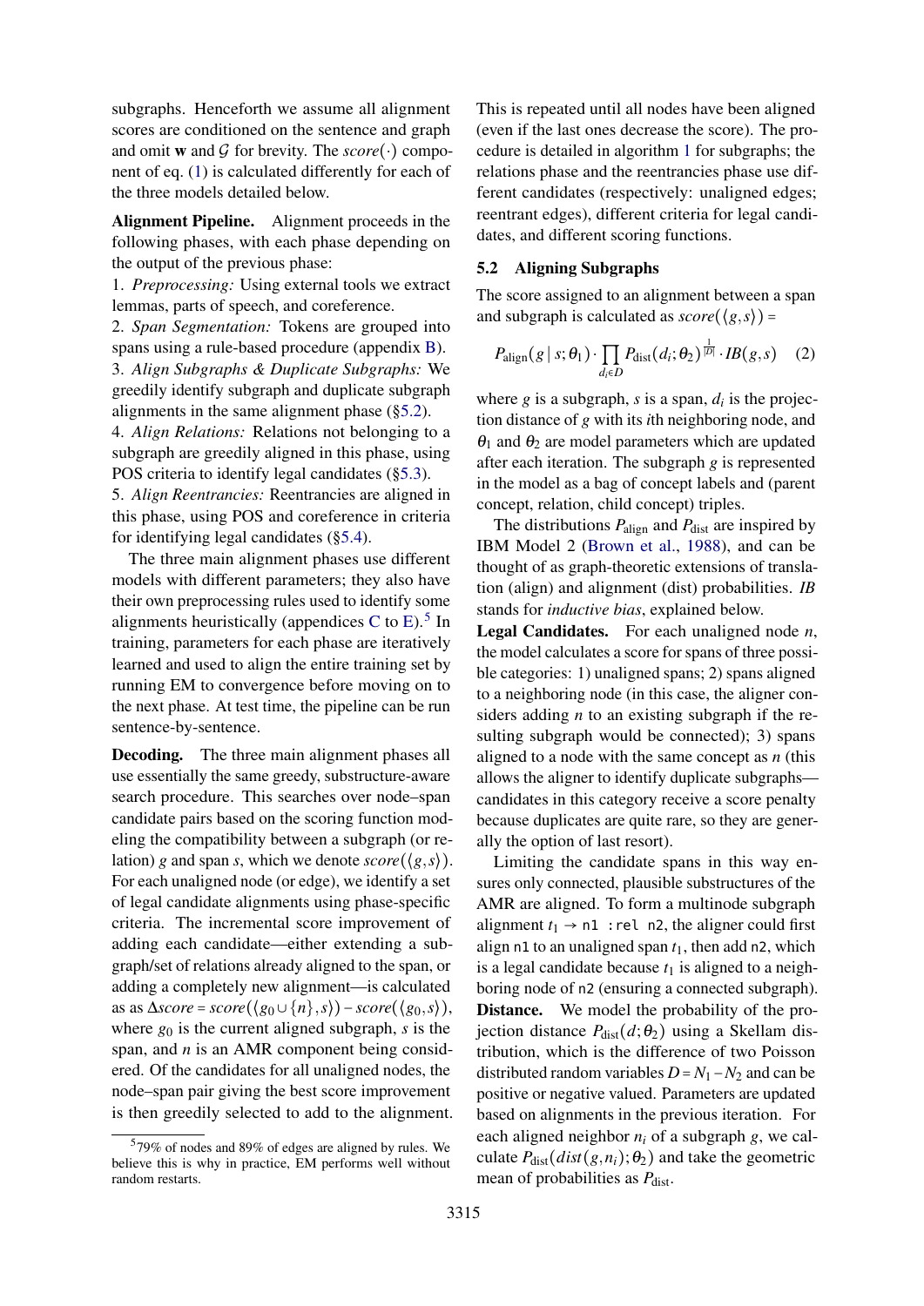subgraphs. Henceforth we assume all alignment scores are conditioned on the sentence and graph and omit $\mathbf{w}$ and $\mathcal{G}$ for brevity. The $score(\cdot)$ component of eq. (1) is calculated differently for each of the three models detailed below.

**Alignment Pipeline.** Alignment proceeds in the following phases, with each phase depending on the output of the previous phase:

1. *Preprocessing:* Using external tools we extract lemmas, parts of speech, and coreference.
2. *Span Segmentation:* Tokens are grouped into spans using a rule-based procedure (appendix B).
3. *Align Subgraphs & Duplicate Subgraphs:* We greedily identify subgraph and duplicate subgraph alignments in the same alignment phase (§5.2).
4. *Align Relations:* Relations not belonging to a subgraph are greedily aligned in this phase, using POS criteria to identify legal candidates (§5.3).
5. *Align Reentrancies:* Reentrancies are aligned in this phase, using POS and coreference in criteria for identifying legal candidates (§5.4).

The three main alignment phases use different models with different parameters; they also have their own preprocessing rules used to identify some alignments heuristically (appendices C to E).[5] In training, parameters for each phase are iteratively learned and used to align the entire training set by running EM to convergence before moving on to the next phase. At test time, the pipeline can be run sentence-by-sentence.

**Decoding.** The three main alignment phases all use essentially the same greedy, substructure-aware search procedure. This searches over node–span candidate pairs based on the scoring function modeling the compatibility between a subgraph (or relation) $g$ and span $s$, which we denote $score(\langle g, s\rangle)$. For each unaligned node (or edge), we identify a set of legal candidate alignments using phase-specific criteria. The incremental score improvement of adding each candidate—either extending a subgraph/set of relations already aligned to the span, or adding a completely new alignment—is calculated as as $\Delta score = score(\langle g_0 \cup \{n\}, s\rangle) - score(\langle g_0, s\rangle)$, where $g_0$ is the current aligned subgraph, $s$ is the span, and $n$ is an AMR component being considered. Of the candidates for all unaligned nodes, the node–span pair giving the best score improvement is then greedily selected to add to the alignment. This is repeated until all nodes have been aligned (even if the last ones decrease the score). The procedure is detailed in algorithm 1 for subgraphs; the relations phase and the reentrancies phase use different candidates (respectively: unaligned edges; reentrant edges), different criteria for legal candidates, and different scoring functions.

[5] 79% of nodes and 89% of edges are aligned by rules. We believe this is why in practice, EM performs well without random restarts.

## 5.2 Aligning Subgraphs

The score assigned to an alignment between a span and subgraph is calculated as $score(\langle g, s\rangle) =$

$$P_{\text{align}}(g \mid s; \theta_1) \cdot \prod_{d_i \in D} P_{\text{dist}}(d_i; \theta_2)^{\frac{1}{|D|}} \cdot IB(g, s) \quad (2)$$

where $g$ is a subgraph, $s$ is a span, $d_i$ is the projection distance of $g$ with its $i$th neighboring node, and $\theta_1$ and $\theta_2$ are model parameters which are updated after each iteration. The subgraph $g$ is represented in the model as a bag of concept labels and (parent concept, relation, child concept) triples.

The distributions $P_{\text{align}}$ and $P_{\text{dist}}$ are inspired by IBM Model 2 (Brown et al., 1988), and can be thought of as graph-theoretic extensions of translation (align) and alignment (dist) probabilities. *IB* stands for *inductive bias*, explained below.

**Legal Candidates.** For each unaligned node $n$, the model calculates a score for spans of three possible categories: 1) unaligned spans; 2) spans aligned to a neighboring node (in this case, the aligner considers adding $n$ to an existing subgraph if the resulting subgraph would be connected); 3) spans aligned to a node with the same concept as $n$ (this allows the aligner to identify duplicate subgraphs—candidates in this category receive a score penalty because duplicates are quite rare, so they are generally the option of last resort).

Limiting the candidate spans in this way ensures only connected, plausible substructures of the AMR are aligned. To form a multinode subgraph alignment $t_1 \to$ `n1 :rel n2`, the aligner could first align `n1` to an unaligned span $t_1$, then add `n2`, which is a legal candidate because $t_1$ is aligned to a neighboring node of `n2` (ensuring a connected subgraph).

**Distance.** We model the probability of the projection distance $P_{\text{dist}}(d; \theta_2)$ using a Skellam distribution, which is the difference of two Poisson distributed random variables $D = N_1 - N_2$ and can be positive or negative valued. Parameters are updated based on alignments in the previous iteration. For each aligned neighbor $n_i$ of a subgraph $g$, we calculate $P_{\text{dist}}(dist(g, n_i); \theta_2)$ and take the geometric mean of probabilities as $P_{\text{dist}}$.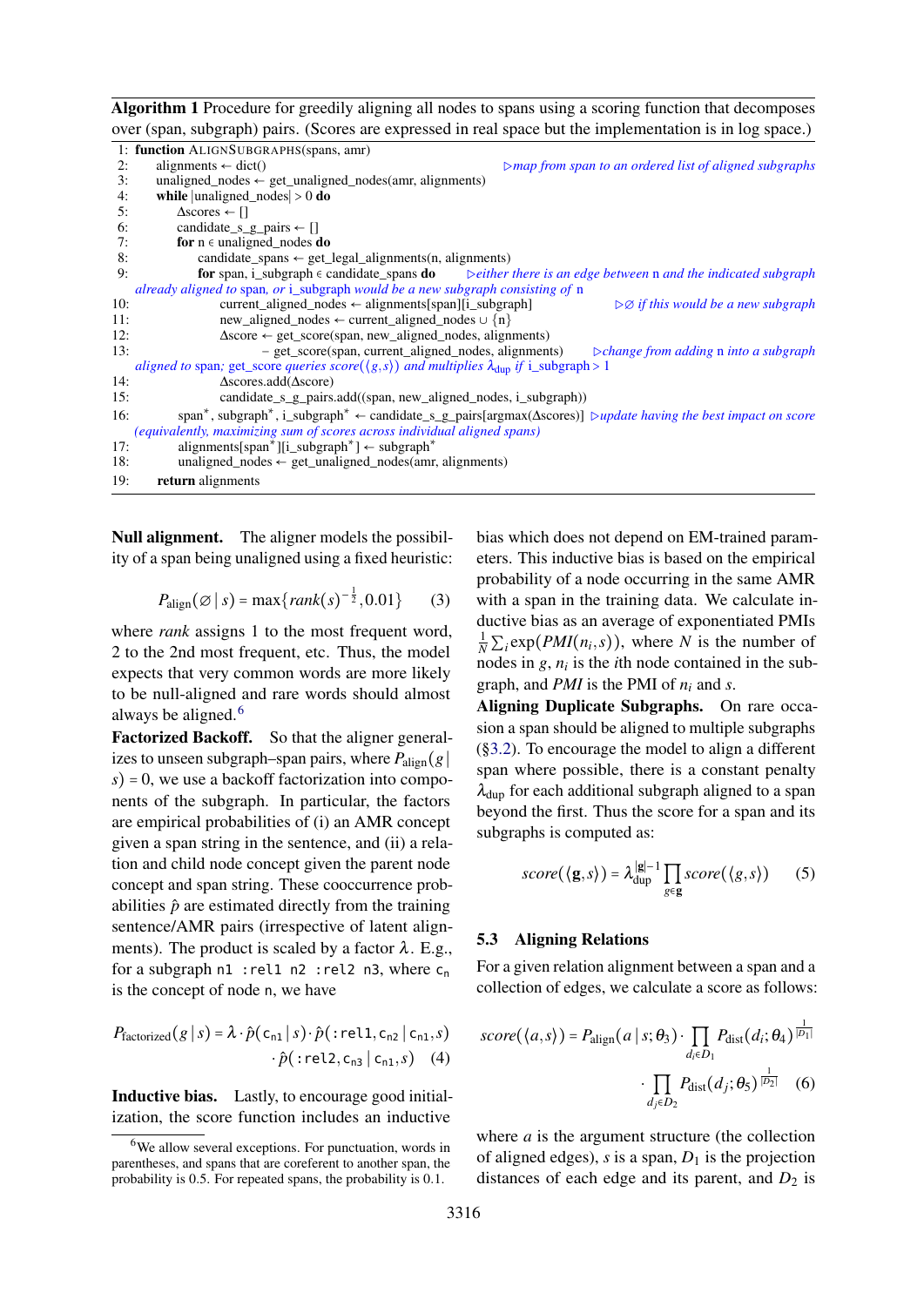**Algorithm 1** Procedure for greedily aligning all nodes to spans using a scoring function that decomposes over (span, subgraph) pairs. (Scores are expressed in real space but the implementation is in log space.)

```
1:  function ALIGNSUBGRAPHS(spans, amr)
2:      alignments ← dict()                          ▷ map from span to an ordered list of aligned subgraphs
3:      unaligned_nodes ← get_unaligned_nodes(amr, alignments)
4:      while |unaligned_nodes| > 0 do
5:          Δscores ← []
6:          candidate_s_g_pairs ← []
7:          for n ∈ unaligned_nodes do
8:              candidate_spans ← get_legal_alignments(n, alignments)
9:              for span, i_subgraph ∈ candidate_spans do   ▷ either there is an edge between n and the indicated subgraph
                    already aligned to span, or i_subgraph would be a new subgraph consisting of n
10:                 current_aligned_nodes ← alignments[span][i_subgraph]      ▷ ∅ if this would be a new subgraph
11:                 new_aligned_nodes ← current_aligned_nodes ∪ {n}
12:                 Δscore ← get_score(span, new_aligned_nodes, alignments)
13:                         − get_score(span, current_aligned_nodes, alignments)   ▷ change from adding n into a subgraph
                    aligned to span; get_score queries score(⟨g,s⟩) and multiplies λ_dup if i_subgraph > 1
14:                 Δscores.add(Δscore)
15:                 candidate_s_g_pairs.add((span, new_aligned_nodes, i_subgraph))
16:         span*, subgraph*, i_subgraph* ← candidate_s_g_pairs[argmax(Δscores)]  ▷ update having the best impact on score
            (equivalently, maximizing sum of scores across individual aligned spans)
17:         alignments[span*][i_subgraph*] ← subgraph*
18:         unaligned_nodes ← get_unaligned_nodes(amr, alignments)
19:     return alignments
```

**Null alignment.** The aligner models the possibility of a span being unaligned using a fixed heuristic:

$$P_{\text{align}}(\varnothing \mid s) = \max\{rank(s)^{-\frac{1}{2}}, 0.01\} \quad (3)$$

where *rank* assigns 1 to the most frequent word, 2 to the 2nd most frequent, etc. Thus, the model expects that very common words are more likely to be null-aligned and rare words should almost always be aligned.[6]

**Factorized Backoff.** So that the aligner generalizes to unseen subgraph–span pairs, where $P_{\text{align}}(g \mid s) = 0$, we use a backoff factorization into components of the subgraph. In particular, the factors are empirical probabilities of (i) an AMR concept given a span string in the sentence, and (ii) a relation and child node concept given the parent node concept and span string. These cooccurrence probabilities $\hat{p}$ are estimated directly from the training sentence/AMR pairs (irrespective of latent alignments). The product is scaled by a factor $\lambda$. E.g., for a subgraph `n1 :rel1 n2 :rel2 n3`, where $c_n$ is the concept of node n, we have

$$P_{\text{factorized}}(g \mid s) = \lambda \cdot \hat{p}(c_{n1} \mid s) \cdot \hat{p}(\texttt{:rel1}, c_{n2} \mid c_{n1}, s) \cdot \hat{p}(\texttt{:rel2}, c_{n3} \mid c_{n1}, s) \quad (4)$$

**Inductive bias.** Lastly, to encourage good initialization, the score function includes an inductive bias which does not depend on EM-trained parameters. This inductive bias is based on the empirical probability of a node occurring in the same AMR with a span in the training data. We calculate inductive bias as an average of exponentiated PMIs $\frac{1}{N}\sum_i \exp(PMI(n_i, s))$, where $N$ is the number of nodes in $g$, $n_i$ is the $i$th node contained in the subgraph, and *PMI* is the PMI of $n_i$ and $s$.

**Aligning Duplicate Subgraphs.** On rare occasion a span should be aligned to multiple subgraphs (§3.2). To encourage the model to align a different span where possible, there is a constant penalty $\lambda_{\text{dup}}$ for each additional subgraph aligned to a span beyond the first. Thus the score for a span and its subgraphs is computed as:

$$score(\langle \mathbf{g}, s \rangle) = \lambda_{\text{dup}}^{|\mathbf{g}|-1} \prod_{g \in \mathbf{g}} score(\langle g, s \rangle) \quad (5)$$

### 5.3 Aligning Relations

For a given relation alignment between a span and a collection of edges, we calculate a score as follows:

$$score(\langle a, s \rangle) = P_{\text{align}}(a \mid s; \theta_3) \cdot \prod_{d_i \in D_1} P_{\text{dist}}(d_i; \theta_4)^{\frac{1}{|D_1|}} \cdot \prod_{d_j \in D_2} P_{\text{dist}}(d_j; \theta_5)^{\frac{1}{|D_2|}} \quad (6)$$

where $a$ is the argument structure (the collection of aligned edges), $s$ is a span, $D_1$ is the projection distances of each edge and its parent, and $D_2$ is

[6] We allow several exceptions. For punctuation, words in parentheses, and spans that are coreferent to another span, the probability is 0.5. For repeated spans, the probability is 0.1.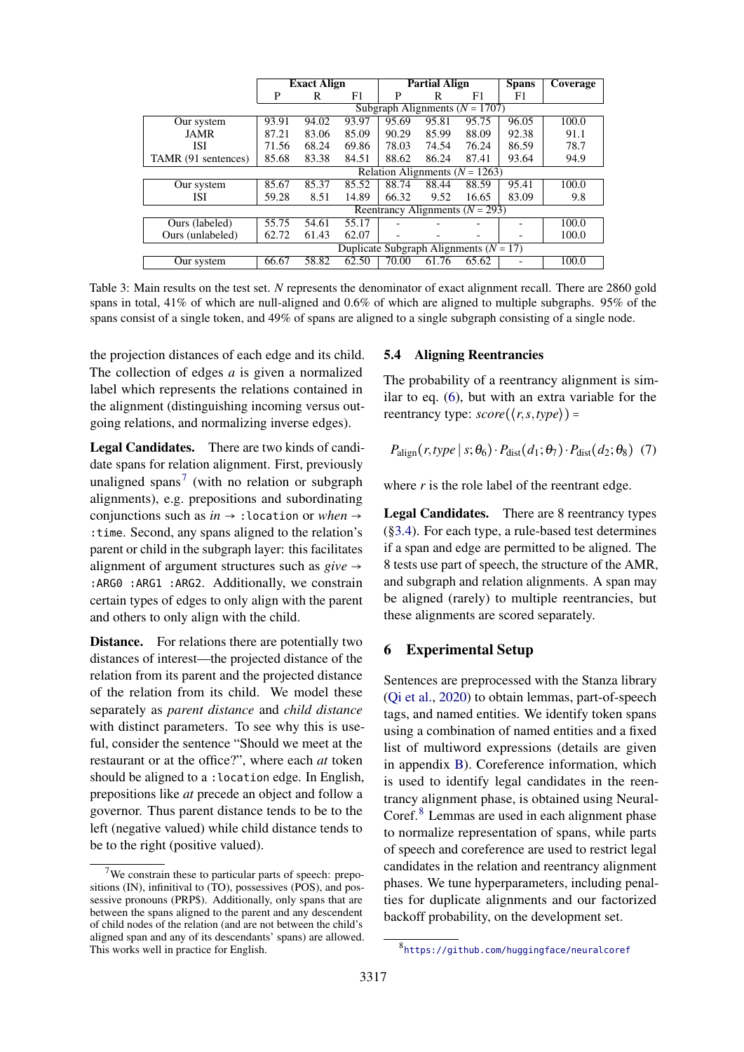| | Exact Align | | | Partial Align | | | Spans | Coverage |
|---|---|---|---|---|---|---|---|---|
| | P | R | F1 | P | R | F1 | F1 | |
| | Subgraph Alignments ($N$ = 1707) | | | | | | | |
| Our system | 93.91 | 94.02 | 93.97 | 95.69 | 95.81 | 95.75 | 96.05 | 100.0 |
| JAMR | 87.21 | 83.06 | 85.09 | 90.29 | 85.99 | 88.09 | 92.38 | 91.1 |
| ISI | 71.56 | 68.24 | 69.86 | 78.03 | 74.54 | 76.24 | 86.59 | 78.7 |
| TAMR (91 sentences) | 85.68 | 83.38 | 84.51 | 88.62 | 86.24 | 87.41 | 93.64 | 94.9 |
| | Relation Alignments ($N$ = 1263) | | | | | | | |
| Our system | 85.67 | 85.37 | 85.52 | 88.74 | 88.44 | 88.59 | 95.41 | 100.0 |
| ISI | 59.28 | 8.51 | 14.89 | 66.32 | 9.52 | 16.65 | 83.09 | 9.8 |
| | Reentrancy Alignments ($N$ = 293) | | | | | | | |
| Ours (labeled) | 55.75 | 54.61 | 55.17 | - | - | - | - | 100.0 |
| Ours (unlabeled) | 62.72 | 61.43 | 62.07 | - | - | - | - | 100.0 |
| | Duplicate Subgraph Alignments ($N$ = 17) | | | | | | | |
| Our system | 66.67 | 58.82 | 62.50 | 70.00 | 61.76 | 65.62 | - | 100.0 |

Table 3: Main results on the test set. $N$ represents the denominator of exact alignment recall. There are 2860 gold spans in total, 41% of which are null-aligned and 0.6% of which are aligned to multiple subgraphs. 95% of the spans consist of a single token, and 49% of spans are aligned to a single subgraph consisting of a single node.

the projection distances of each edge and its child. The collection of edges $a$ is given a normalized label which represents the relations contained in the alignment (distinguishing incoming versus outgoing relations, and normalizing inverse edges).

**Legal Candidates.** There are two kinds of candidate spans for relation alignment. First, previously unaligned spans[7] (with no relation or subgraph alignments), e.g. prepositions and subordinating conjunctions such as *in* → `:location` or *when* → `:time`. Second, any spans aligned to the relation's parent or child in the subgraph layer: this facilitates alignment of argument structures such as *give* → `:ARG0 :ARG1 :ARG2`. Additionally, we constrain certain types of edges to only align with the parent and others to only align with the child.

**Distance.** For relations there are potentially two distances of interest—the projected distance of the relation from its parent and the projected distance of the relation from its child. We model these separately as *parent distance* and *child distance* with distinct parameters. To see why this is useful, consider the sentence "Should we meet at the restaurant or at the office?", where each *at* token should be aligned to a `:location` edge. In English, prepositions like *at* precede an object and follow a governor. Thus parent distance tends to be to the left (negative valued) while child distance tends to be to the right (positive valued).

[7] We constrain these to particular parts of speech: prepositions (IN), infinitival to (TO), possessives (POS), and possessive pronouns (PRP$). Additionally, only spans that are between the spans aligned to the parent and any descendent of child nodes of the relation (and are not between the child's aligned span and any of its descendants' spans) are allowed. This works well in practice for English.

### 5.4 Aligning Reentrancies

The probability of a reentrancy alignment is similar to eq. (6), but with an extra variable for the reentrancy type: $score(\langle r, s, type \rangle)$ =

$$P_{\text{align}}(r, type \mid s; \theta_6) \cdot P_{\text{dist}}(d_1; \theta_7) \cdot P_{\text{dist}}(d_2; \theta_8) \quad (7)$$

where $r$ is the role label of the reentrant edge.

**Legal Candidates.** There are 8 reentrancy types (§3.4). For each type, a rule-based test determines if a span and edge are permitted to be aligned. The 8 tests use part of speech, the structure of the AMR, and subgraph and relation alignments. A span may be aligned (rarely) to multiple reentrancies, but these alignments are scored separately.

## 6 Experimental Setup

Sentences are preprocessed with the Stanza library (Qi et al., 2020) to obtain lemmas, part-of-speech tags, and named entities. We identify token spans using a combination of named entities and a fixed list of multiword expressions (details are given in appendix B). Coreference information, which is used to identify legal candidates in the reentrancy alignment phase, is obtained using NeuralCoref.[8] Lemmas are used in each alignment phase to normalize representation of spans, while parts of speech and coreference are used to restrict legal candidates in the relation and reentrancy alignment phases. We tune hyperparameters, including penalties for duplicate alignments and our factorized backoff probability, on the development set.

[8] https://github.com/huggingface/neuralcoref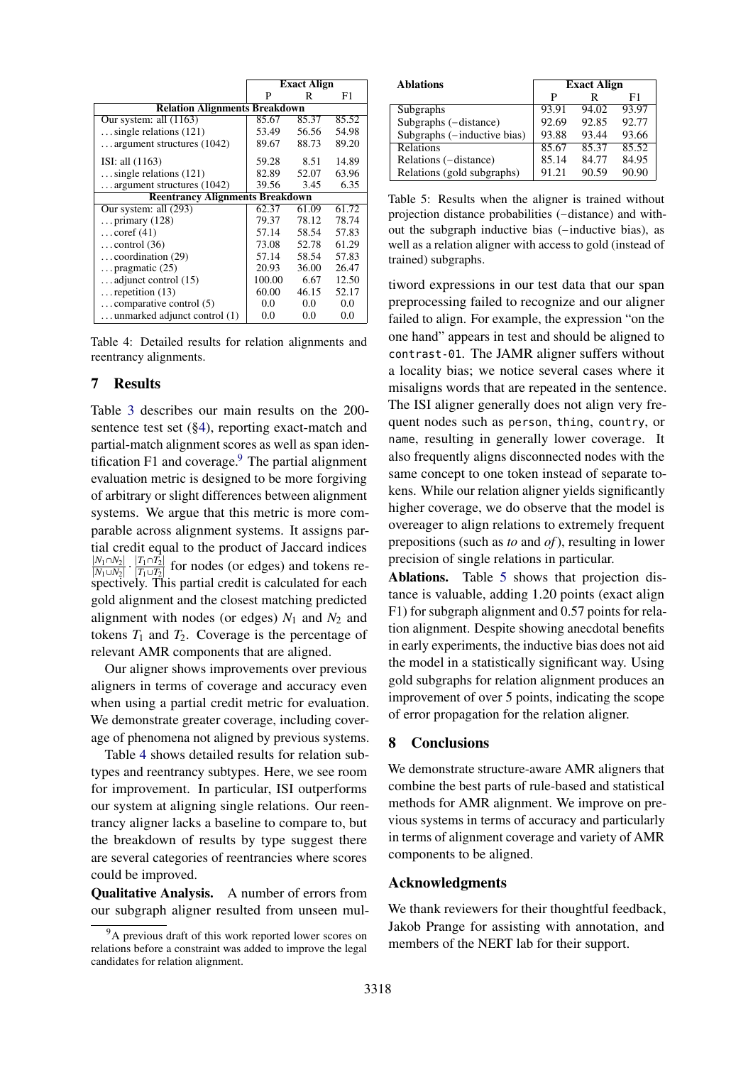| | Exact Align | | |
|---|---|---|---|
| | P | R | F1 |
| **Relation Alignments Breakdown** | | | |
| Our system: all (1163) | 85.67 | 85.37 | 85.52 |
| ...single relations (121) | 53.49 | 56.56 | 54.98 |
| ...argument structures (1042) | 89.67 | 88.73 | 89.20 |
| ISI: all (1163) | 59.28 | 8.51 | 14.89 |
| ...single relations (121) | 82.89 | 52.07 | 63.96 |
| ...argument structures (1042) | 39.56 | 3.45 | 6.35 |
| **Reentrancy Alignments Breakdown** | | | |
| Our system: all (293) | 62.37 | 61.09 | 61.72 |
| ...primary (128) | 79.37 | 78.12 | 78.74 |
| ...coref (41) | 57.14 | 58.54 | 57.83 |
| ...control (36) | 73.08 | 52.78 | 61.29 |
| ...coordination (29) | 57.14 | 58.54 | 57.83 |
| ...pragmatic (25) | 20.93 | 36.00 | 26.47 |
| ...adjunct control (15) | 100.00 | 6.67 | 12.50 |
| ...repetition (13) | 60.00 | 46.15 | 52.17 |
| ...comparative control (5) | 0.0 | 0.0 | 0.0 |
| ...unmarked adjunct control (1) | 0.0 | 0.0 | 0.0 |

Table 4: Detailed results for relation alignments and reentrancy alignments.

## 7 Results

Table 3 describes our main results on the 200-sentence test set (§4), reporting exact-match and partial-match alignment scores as well as span identification F1 and coverage.[9] The partial alignment evaluation metric is designed to be more forgiving of arbitrary or slight differences between alignment systems. We argue that this metric is more comparable across alignment systems. It assigns partial credit equal to the product of Jaccard indices $\frac{|N_1 \cap N_2|}{|N_1 \cup N_2|} \cdot \frac{|T_1 \cap T_2|}{|T_1 \cup T_2|}$ for nodes (or edges) and tokens respectively. This partial credit is calculated for each gold alignment and the closest matching predicted alignment with nodes (or edges) $N_1$ and $N_2$ and tokens $T_1$ and $T_2$. Coverage is the percentage of relevant AMR components that are aligned.

Our aligner shows improvements over previous aligners in terms of coverage and accuracy even when using a partial credit metric for evaluation. We demonstrate greater coverage, including coverage of phenomena not aligned by previous systems.

Table 4 shows detailed results for relation subtypes and reentrancy subtypes. Here, we see room for improvement. In particular, ISI outperforms our system at aligning single relations. Our reentrancy aligner lacks a baseline to compare to, but the breakdown of results by type suggest there are several categories of reentrancies where scores could be improved.

**Qualitative Analysis.** A number of errors from our subgraph aligner resulted from unseen multiword expressions in our test data that our span preprocessing failed to recognize and our aligner failed to align. For example, the expression "on the one hand" appears in test and should be aligned to `contrast-01`. The JAMR aligner suffers without a locality bias; we notice several cases where it misaligns words that are repeated in the sentence. The ISI aligner generally does not align very frequent nodes such as `person`, `thing`, `country`, or `name`, resulting in generally lower coverage. It also frequently aligns disconnected nodes with the same concept to one token instead of separate tokens. While our relation aligner yields significantly higher coverage, we do observe that the model is overeager to align relations to extremely frequent prepositions (such as *to* and *of*), resulting in lower precision of single relations in particular.

[9] A previous draft of this work reported lower scores on relations before a constraint was added to improve the legal candidates for relation alignment.

| Ablations | Exact Align | | |
|---|---|---|---|
| | P | R | F1 |
| Subgraphs | 93.91 | 94.02 | 93.97 |
| Subgraphs (−distance) | 92.69 | 92.85 | 92.77 |
| Subgraphs (−inductive bias) | 93.88 | 93.44 | 93.66 |
| Relations | 85.67 | 85.37 | 85.52 |
| Relations (−distance) | 85.14 | 84.77 | 84.95 |
| Relations (gold subgraphs) | 91.21 | 90.59 | 90.90 |

Table 5: Results when the aligner is trained without projection distance probabilities (−distance) and without the subgraph inductive bias (−inductive bias), as well as a relation aligner with access to gold (instead of trained) subgraphs.

**Ablations.** Table 5 shows that projection distance is valuable, adding 1.20 points (exact align F1) for subgraph alignment and 0.57 points for relation alignment. Despite showing anecdotal benefits in early experiments, the inductive bias does not aid the model in a statistically significant way. Using gold subgraphs for relation alignment produces an improvement of over 5 points, indicating the scope of error propagation for the relation aligner.

## 8 Conclusions

We demonstrate structure-aware AMR aligners that combine the best parts of rule-based and statistical methods for AMR alignment. We improve on previous systems in terms of accuracy and particularly in terms of alignment coverage and variety of AMR components to be aligned.

## Acknowledgments

We thank reviewers for their thoughtful feedback, Jakob Prange for assisting with annotation, and members of the NERT lab for their support.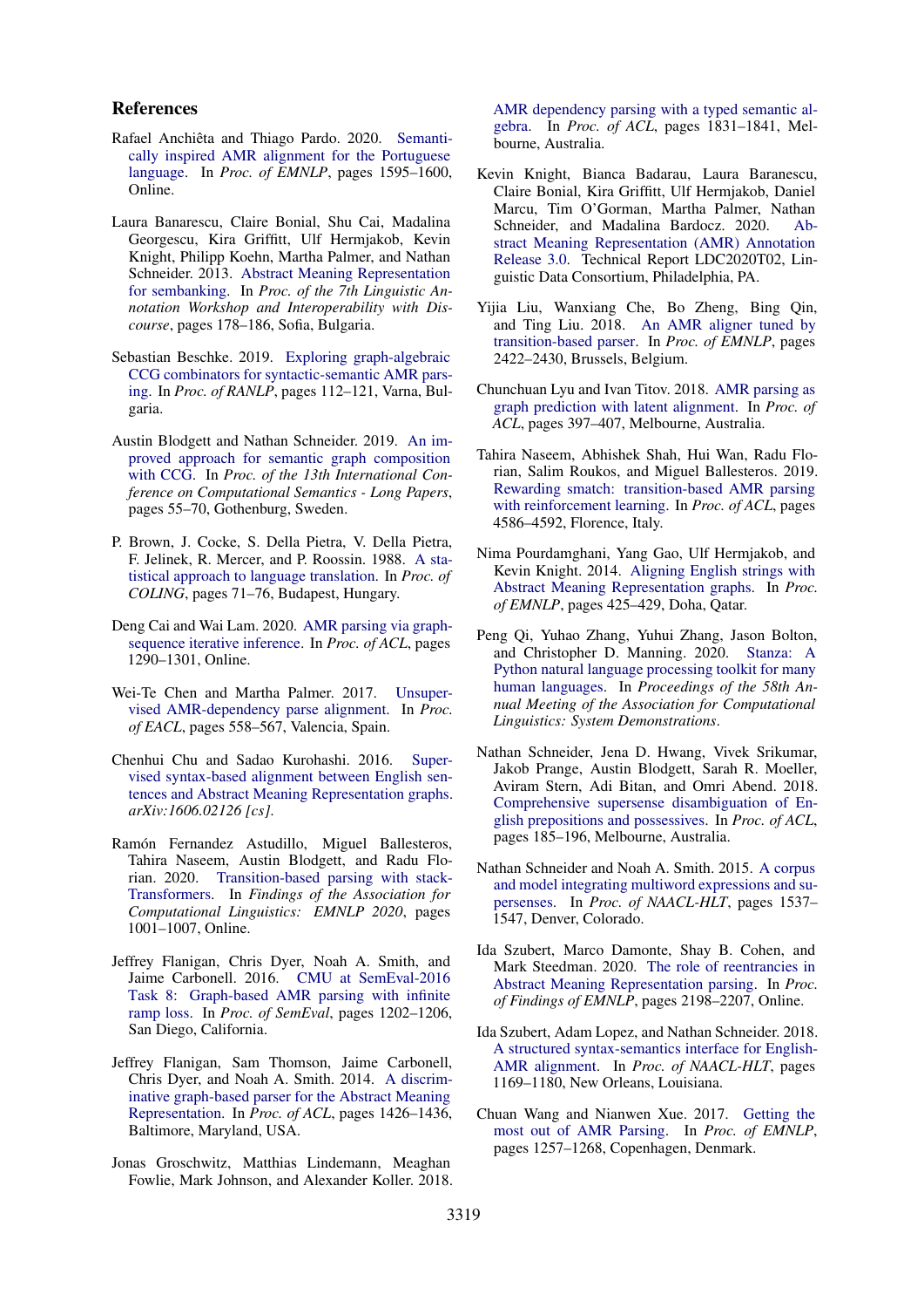## References

Rafael Anchiêta and Thiago Pardo. 2020. Semantically inspired AMR alignment for the Portuguese language. In *Proc. of EMNLP*, pages 1595–1600, Online.

Laura Banarescu, Claire Bonial, Shu Cai, Madalina Georgescu, Kira Griffitt, Ulf Hermjakob, Kevin Knight, Philipp Koehn, Martha Palmer, and Nathan Schneider. 2013. Abstract Meaning Representation for sembanking. In *Proc. of the 7th Linguistic Annotation Workshop and Interoperability with Discourse*, pages 178–186, Sofia, Bulgaria.

Sebastian Beschke. 2019. Exploring graph-algebraic CCG combinators for syntactic-semantic AMR parsing. In *Proc. of RANLP*, pages 112–121, Varna, Bulgaria.

Austin Blodgett and Nathan Schneider. 2019. An improved approach for semantic graph composition with CCG. In *Proc. of the 13th International Conference on Computational Semantics - Long Papers*, pages 55–70, Gothenburg, Sweden.

P. Brown, J. Cocke, S. Della Pietra, V. Della Pietra, F. Jelinek, R. Mercer, and P. Roossin. 1988. A statistical approach to language translation. In *Proc. of COLING*, pages 71–76, Budapest, Hungary.

Deng Cai and Wai Lam. 2020. AMR parsing via graph-sequence iterative inference. In *Proc. of ACL*, pages 1290–1301, Online.

Wei-Te Chen and Martha Palmer. 2017. Unsupervised AMR-dependency parse alignment. In *Proc. of EACL*, pages 558–567, Valencia, Spain.

Chenhui Chu and Sadao Kurohashi. 2016. Supervised syntax-based alignment between English sentences and Abstract Meaning Representation graphs. *arXiv:1606.02126 [cs]*.

Ramón Fernandez Astudillo, Miguel Ballesteros, Tahira Naseem, Austin Blodgett, and Radu Florian. 2020. Transition-based parsing with stack-Transformers. In *Findings of the Association for Computational Linguistics: EMNLP 2020*, pages 1001–1007, Online.

Jeffrey Flanigan, Chris Dyer, Noah A. Smith, and Jaime Carbonell. 2016. CMU at SemEval-2016 Task 8: Graph-based AMR parsing with infinite ramp loss. In *Proc. of SemEval*, pages 1202–1206, San Diego, California.

Jeffrey Flanigan, Sam Thomson, Jaime Carbonell, Chris Dyer, and Noah A. Smith. 2014. A discriminative graph-based parser for the Abstract Meaning Representation. In *Proc. of ACL*, pages 1426–1436, Baltimore, Maryland, USA.

Jonas Groschwitz, Matthias Lindemann, Meaghan Fowlie, Mark Johnson, and Alexander Koller. 2018. AMR dependency parsing with a typed semantic algebra. In *Proc. of ACL*, pages 1831–1841, Melbourne, Australia.

Kevin Knight, Bianca Badarau, Laura Baranescu, Claire Bonial, Kira Griffitt, Ulf Hermjakob, Daniel Marcu, Tim O'Gorman, Martha Palmer, Nathan Schneider, and Madalina Bardocz. 2020. Abstract Meaning Representation (AMR) Annotation Release 3.0. Technical Report LDC2020T02, Linguistic Data Consortium, Philadelphia, PA.

Yijia Liu, Wanxiang Che, Bo Zheng, Bing Qin, and Ting Liu. 2018. An AMR aligner tuned by transition-based parser. In *Proc. of EMNLP*, pages 2422–2430, Brussels, Belgium.

Chunchuan Lyu and Ivan Titov. 2018. AMR parsing as graph prediction with latent alignment. In *Proc. of ACL*, pages 397–407, Melbourne, Australia.

Tahira Naseem, Abhishek Shah, Hui Wan, Radu Florian, Salim Roukos, and Miguel Ballesteros. 2019. Rewarding smatch: transition-based AMR parsing with reinforcement learning. In *Proc. of ACL*, pages 4586–4592, Florence, Italy.

Nima Pourdamghani, Yang Gao, Ulf Hermjakob, and Kevin Knight. 2014. Aligning English strings with Abstract Meaning Representation graphs. In *Proc. of EMNLP*, pages 425–429, Doha, Qatar.

Peng Qi, Yuhao Zhang, Yuhui Zhang, Jason Bolton, and Christopher D. Manning. 2020. Stanza: A Python natural language processing toolkit for many human languages. In *Proceedings of the 58th Annual Meeting of the Association for Computational Linguistics: System Demonstrations*.

Nathan Schneider, Jena D. Hwang, Vivek Srikumar, Jakob Prange, Austin Blodgett, Sarah R. Moeller, Aviram Stern, Adi Bitan, and Omri Abend. 2018. Comprehensive supersense disambiguation of English prepositions and possessives. In *Proc. of ACL*, pages 185–196, Melbourne, Australia.

Nathan Schneider and Noah A. Smith. 2015. A corpus and model integrating multiword expressions and supersenses. In *Proc. of NAACL-HLT*, pages 1537–1547, Denver, Colorado.

Ida Szubert, Marco Damonte, Shay B. Cohen, and Mark Steedman. 2020. The role of reentrancies in Abstract Meaning Representation parsing. In *Proc. of Findings of EMNLP*, pages 2198–2207, Online.

Ida Szubert, Adam Lopez, and Nathan Schneider. 2018. A structured syntax-semantics interface for English-AMR alignment. In *Proc. of NAACL-HLT*, pages 1169–1180, New Orleans, Louisiana.

Chuan Wang and Nianwen Xue. 2017. Getting the most out of AMR Parsing. In *Proc. of EMNLP*, pages 1257–1268, Copenhagen, Denmark.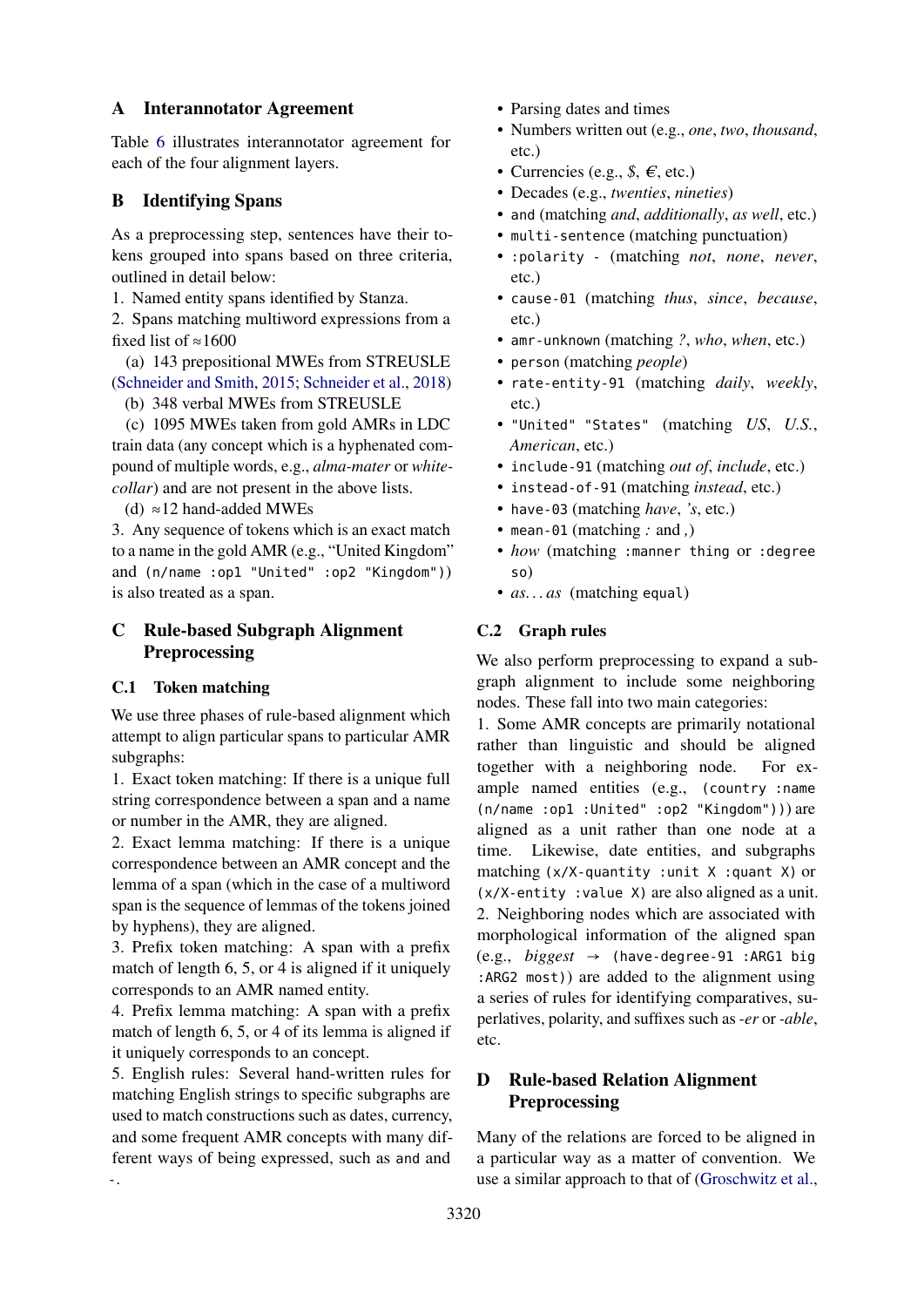## A Interannotator Agreement

Table 6 illustrates interannotator agreement for each of the four alignment layers.

## B Identifying Spans

As a preprocessing step, sentences have their tokens grouped into spans based on three criteria, outlined in detail below:

1. Named entity spans identified by Stanza.
2. Spans matching multiword expressions from a fixed list of ≈1600
   (a) 143 prepositional MWEs from STREUSLE (Schneider and Smith, 2015; Schneider et al., 2018)
   (b) 348 verbal MWEs from STREUSLE
   (c) 1095 MWEs taken from gold AMRs in LDC train data (any concept which is a hyphenated compound of multiple words, e.g., *alma-mater* or *white-collar*) and are not present in the above lists.
   (d) ≈12 hand-added MWEs
3. Any sequence of tokens which is an exact match to a name in the gold AMR (e.g., "United Kingdom" and `(n/name :op1 "United" :op2 "Kingdom")`) is also treated as a span.

## C Rule-based Subgraph Alignment Preprocessing

### C.1 Token matching

We use three phases of rule-based alignment which attempt to align particular spans to particular AMR subgraphs:

1. Exact token matching: If there is a unique full string correspondence between a span and a name or number in the AMR, they are aligned.
2. Exact lemma matching: If there is a unique correspondence between an AMR concept and the lemma of a span (which in the case of a multiword span is the sequence of lemmas of the tokens joined by hyphens), they are aligned.
3. Prefix token matching: A span with a prefix match of length 6, 5, or 4 is aligned if it uniquely corresponds to an AMR named entity.
4. Prefix lemma matching: A span with a prefix match of length 6, 5, or 4 of its lemma is aligned if it uniquely corresponds to an concept.
5. English rules: Several hand-written rules for matching English strings to specific subgraphs are used to match constructions such as dates, currency, and some frequent AMR concepts with many different ways of being expressed, such as `and` and `-`.

- Parsing dates and times
- Numbers written out (e.g., *one*, *two*, *thousand*, etc.)
- Currencies (e.g., *$*, *€*, etc.)
- Decades (e.g., *twenties*, *nineties*)
- `and` (matching *and*, *additionally*, *as well*, etc.)
- `multi-sentence` (matching punctuation)
- `:polarity -` (matching *not*, *none*, *never*, etc.)
- `cause-01` (matching *thus*, *since*, *because*, etc.)
- `amr-unknown` (matching *?*, *who*, *when*, etc.)
- `person` (matching *people*)
- `rate-entity-91` (matching *daily*, *weekly*, etc.)
- `"United" "States"` (matching *US*, *U.S.*, *American*, etc.)
- `include-91` (matching *out of*, *include*, etc.)
- `instead-of-91` (matching *instead*, etc.)
- `have-03` (matching *have*, *'s*, etc.)
- `mean-01` (matching *:* and *,*)
- *how* (matching `:manner thing` or `:degree so`)
- *as. . . as* (matching `equal`)

### C.2 Graph rules

We also perform preprocessing to expand a subgraph alignment to include some neighboring nodes. These fall into two main categories:

1. Some AMR concepts are primarily notational rather than linguistic and should be aligned together with a neighboring node. For example named entities (e.g., `(country :name (n/name :op1 :United" :op2 "Kingdom")))` are aligned as a unit rather than one node at a time. Likewise, date entities, and subgraphs matching `(x/X-quantity :unit X :quant X)` or `(x/X-entity :value X)` are also aligned as a unit.
2. Neighboring nodes which are associated with morphological information of the aligned span (e.g., *biggest* → `(have-degree-91 :ARG1 big :ARG2 most)`) are added to the alignment using a series of rules for identifying comparatives, superlatives, polarity, and suffixes such as *-er* or *-able*, etc.

## D Rule-based Relation Alignment Preprocessing

Many of the relations are forced to be aligned in a particular way as a matter of convention. We use a similar approach to that of (Groschwitz et al.,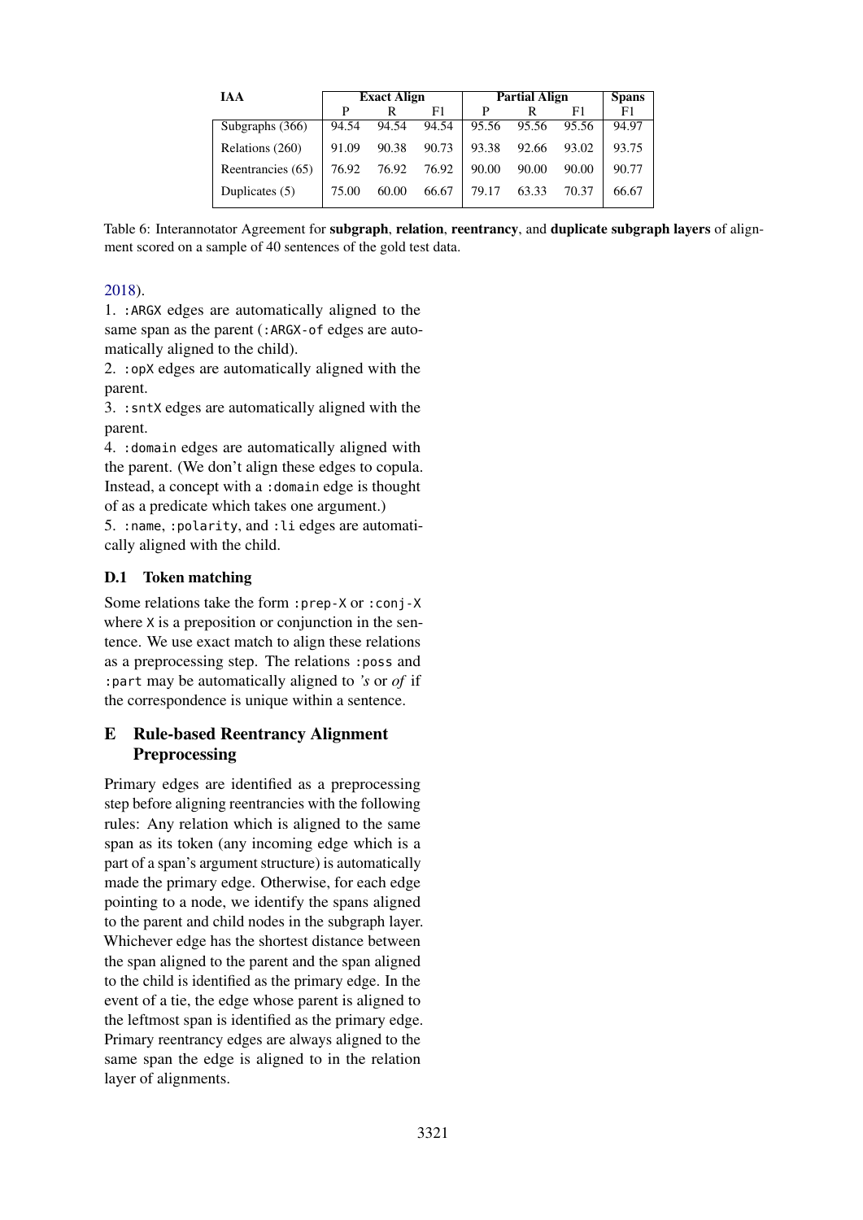| IAA | Exact Align | | | Partial Align | | | Spans |
|---|---|---|---|---|---|---|---|
| | P | R | F1 | P | R | F1 | F1 |
| Subgraphs (366) | 94.54 | 94.54 | 94.54 | 95.56 | 95.56 | 95.56 | 94.97 |
| Relations (260) | 91.09 | 90.38 | 90.73 | 93.38 | 92.66 | 93.02 | 93.75 |
| Reentrancies (65) | 76.92 | 76.92 | 76.92 | 90.00 | 90.00 | 90.00 | 90.77 |
| Duplicates (5) | 75.00 | 60.00 | 66.67 | 79.17 | 63.33 | 70.37 | 66.67 |

Table 6: Interannotator Agreement for **subgraph**, **relation**, **reentrancy**, and **duplicate subgraph layers** of alignment scored on a sample of 40 sentences of the gold test data.

2018).

1. `:ARGX` edges are automatically aligned to the same span as the parent (`:ARGX-of` edges are automatically aligned to the child).
2. `:opX` edges are automatically aligned with the parent.
3. `:sntX` edges are automatically aligned with the parent.
4. `:domain` edges are automatically aligned with the parent. (We don't align these edges to copula. Instead, a concept with a `:domain` edge is thought of as a predicate which takes one argument.)
5. `:name`, `:polarity`, and `:li` edges are automatically aligned with the child.

### D.1 Token matching

Some relations take the form `:prep-X` or `:conj-X` where `X` is a preposition or conjunction in the sentence. We use exact match to align these relations as a preprocessing step. The relations `:poss` and `:part` may be automatically aligned to *'s* or *of* if the correspondence is unique within a sentence.

## E Rule-based Reentrancy Alignment Preprocessing

Primary edges are identified as a preprocessing step before aligning reentrancies with the following rules: Any relation which is aligned to the same span as its token (any incoming edge which is a part of a span's argument structure) is automatically made the primary edge. Otherwise, for each edge pointing to a node, we identify the spans aligned to the parent and child nodes in the subgraph layer. Whichever edge has the shortest distance between the span aligned to the parent and the span aligned to the child is identified as the primary edge. In the event of a tie, the edge whose parent is aligned to the leftmost span is identified as the primary edge. Primary reentrancy edges are always aligned to the same span the edge is aligned to in the relation layer of alignments.